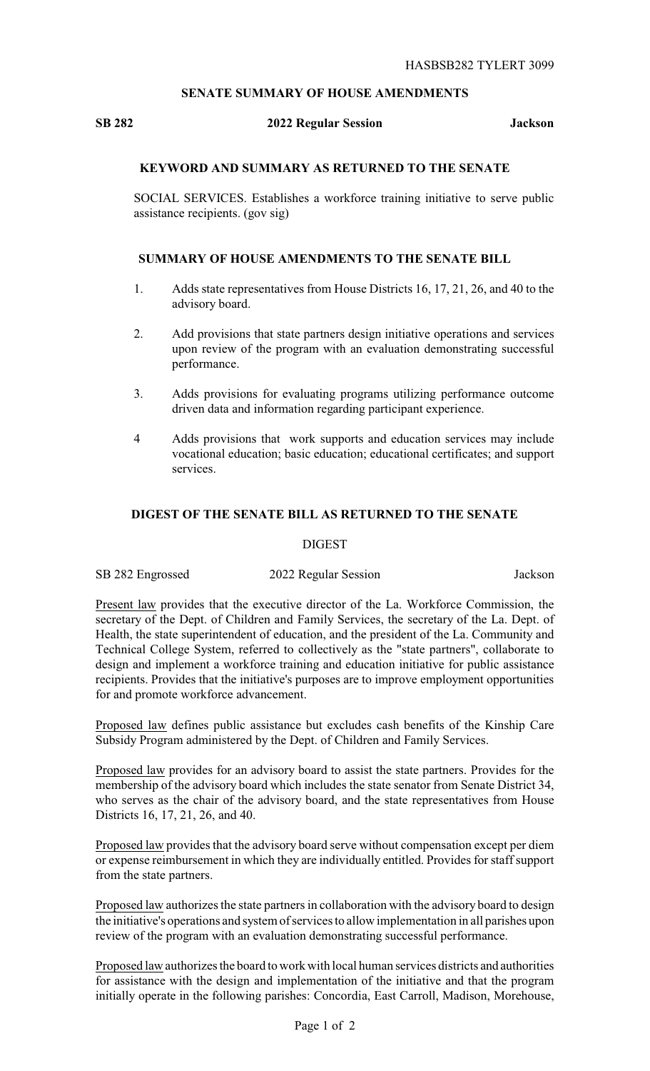HASBSB282 TYLERT 3099

## SENATE SUMMARY OF HOUSE AMENDMENTS

**SB 282** **2022 Regular Session** **Jackson**

### KEYWORD AND SUMMARY AS RETURNED TO THE SENATE

SOCIAL SERVICES. Establishes a workforce training initiative to serve public assistance recipients. (gov sig)

### SUMMARY OF HOUSE AMENDMENTS TO THE SENATE BILL

1. Adds state representatives from House Districts 16, 17, 21, 26, and 40 to the advisory board.

2. Add provisions that state partners design initiative operations and services upon review of the program with an evaluation demonstrating successful performance.

3. Adds provisions for evaluating programs utilizing performance outcome driven data and information regarding participant experience.

4 Adds provisions that work supports and education services may include vocational education; basic education; educational certificates; and support services.

### DIGEST OF THE SENATE BILL AS RETURNED TO THE SENATE

DIGEST

SB 282 Engrossed 2022 Regular Session Jackson

Present law provides that the executive director of the La. Workforce Commission, the secretary of the Dept. of Children and Family Services, the secretary of the La. Dept. of Health, the state superintendent of education, and the president of the La. Community and Technical College System, referred to collectively as the "state partners", collaborate to design and implement a workforce training and education initiative for public assistance recipients. Provides that the initiative's purposes are to improve employment opportunities for and promote workforce advancement.

Proposed law defines public assistance but excludes cash benefits of the Kinship Care Subsidy Program administered by the Dept. of Children and Family Services.

Proposed law provides for an advisory board to assist the state partners. Provides for the membership of the advisory board which includes the state senator from Senate District 34, who serves as the chair of the advisory board, and the state representatives from House Districts 16, 17, 21, 26, and 40.

Proposed law provides that the advisory board serve without compensation except per diem or expense reimbursement in which they are individually entitled. Provides for staff support from the state partners.

Proposed law authorizes the state partners in collaboration with the advisory board to design the initiative's operations and system of services to allow implementation in all parishes upon review of the program with an evaluation demonstrating successful performance.

Proposed law authorizes the board to work with local human services districts and authorities for assistance with the design and implementation of the initiative and that the program initially operate in the following parishes: Concordia, East Carroll, Madison, Morehouse,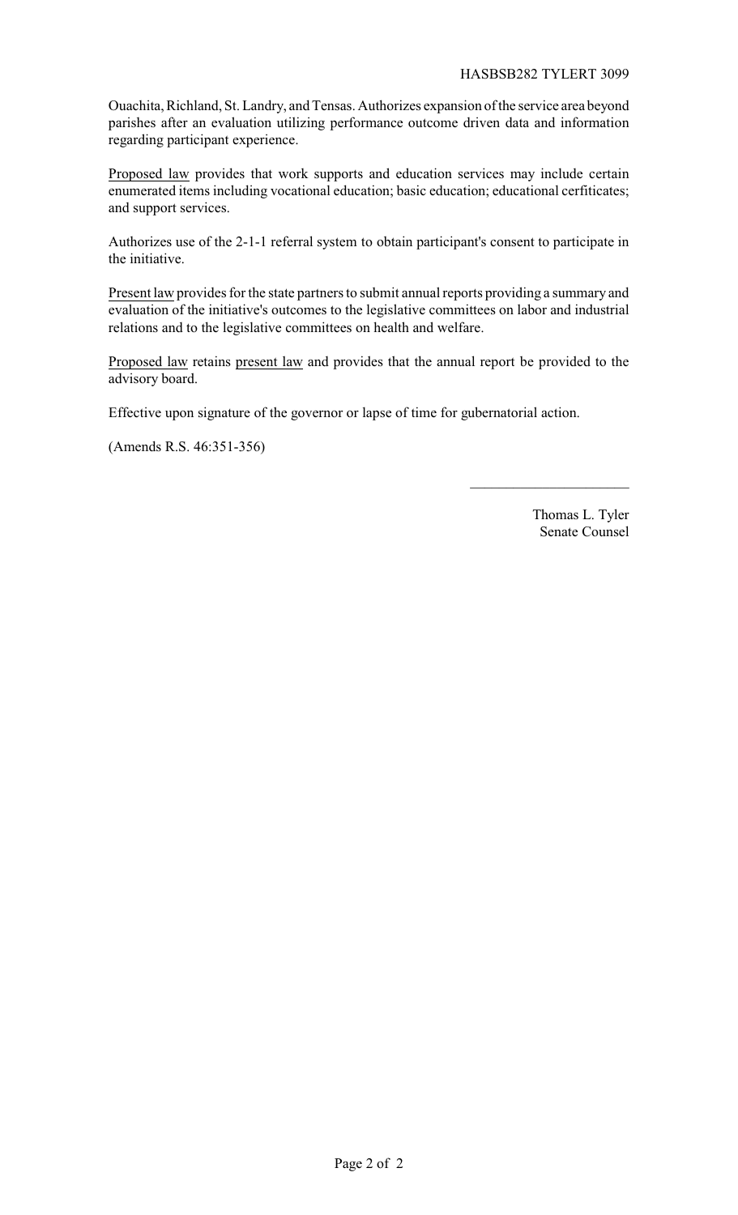Ouachita, Richland, St. Landry, and Tensas. Authorizes expansion of the service area beyond parishes after an evaluation utilizing performance outcome driven data and information regarding participant experience.

Proposed law provides that work supports and education services may include certain enumerated items including vocational education; basic education; educational cerfiticates; and support services.

Authorizes use of the 2-1-1 referral system to obtain participant's consent to participate in the initiative.

Present law provides for the state partners to submit annual reports providing a summary and evaluation of the initiative's outcomes to the legislative committees on labor and industrial relations and to the legislative committees on health and welfare.

Proposed law retains present law and provides that the annual report be provided to the advisory board.

Effective upon signature of the governor or lapse of time for gubernatorial action.

(Amends R.S. 46:351-356)

Thomas L. Tyler
Senate Counsel